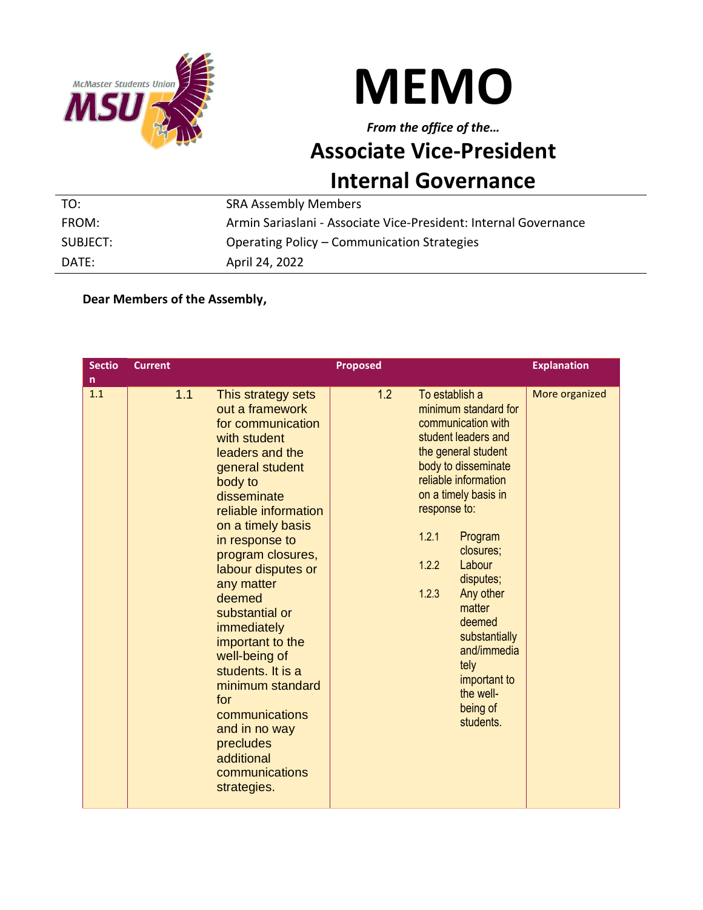# MEMO

*From the office of the…*

## Associate Vice-President Internal Governance

| | |
|---|---|
| TO: | SRA Assembly Members |
| FROM: | Armin Sariaslani - Associate Vice-President: Internal Governance |
| SUBJECT: | Operating Policy – Communication Strategies |
| DATE: | April 24, 2022 |

**Dear Members of the Assembly,**

| Section | Current | Proposed | Explanation |
|---|---|---|---|
| 1.1 | 1.1 This strategy sets out a framework for communication with student leaders and the general student body to disseminate reliable information on a timely basis in response to program closures, labour disputes or any matter deemed substantial or immediately important to the well-being of students. It is a minimum standard for communications and in no way precludes additional communications strategies. | 1.2 To establish a minimum standard for communication with student leaders and the general student body to disseminate reliable information on a timely basis in response to:<br>1.2.1 Program closures;<br>1.2.2 Labour disputes;<br>1.2.3 Any other matter deemed substantially and/immediately important to the well-being of students. | More organized |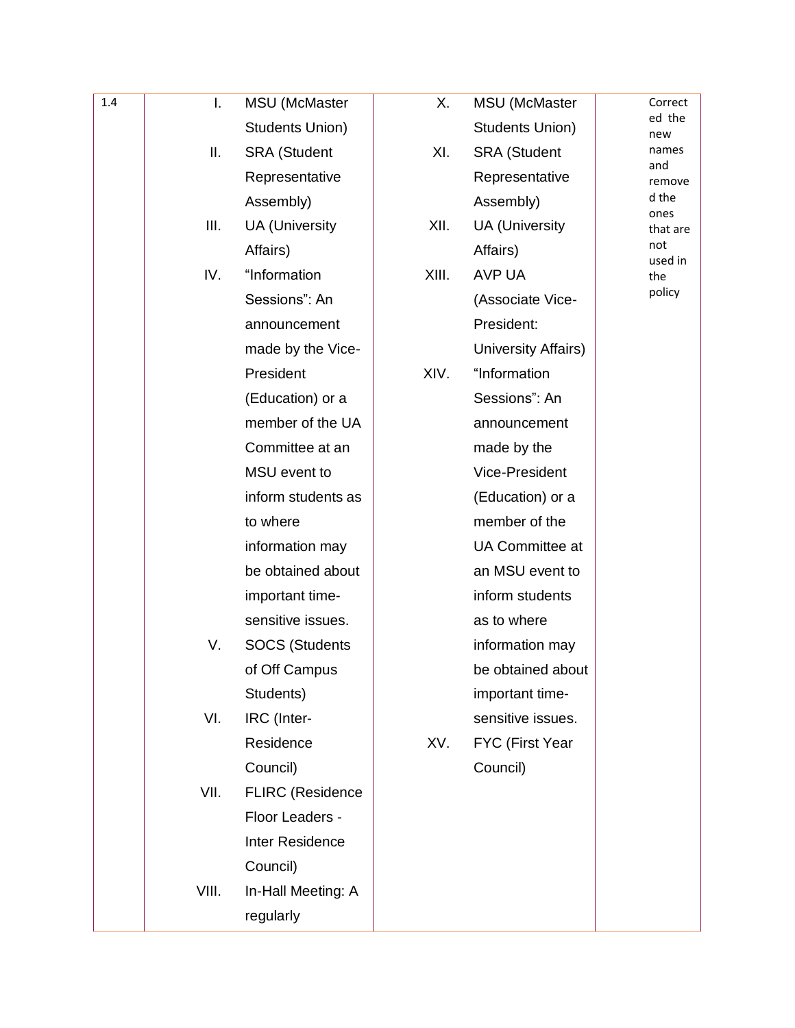| 1.4 | I. MSU (McMaster Students Union)<br>II. SRA (Student Representative Assembly)<br>III. UA (University Affairs)<br>IV. "Information Sessions": An announcement made by the Vice-President (Education) or a member of the UA Committee at an MSU event to inform students as to where information may be obtained about important time-sensitive issues.<br>V. SOCS (Students of Off Campus Students)<br>VI. IRC (Inter-Residence Council)<br>VII. FLIRC (Residence Floor Leaders - Inter Residence Council)<br>VIII. In-Hall Meeting: A regularly | X. MSU (McMaster Students Union)<br>XI. SRA (Student Representative Assembly)<br>XII. UA (University Affairs)<br>XIII. AVP UA (Associate Vice-President: University Affairs)<br>XIV. "Information Sessions": An announcement made by the Vice-President (Education) or a member of the UA Committee at an MSU event to inform students as to where information may be obtained about important time-sensitive issues.<br>XV. FYC (First Year Council) | Corrected the new names and removed the ones that are not used in the policy |
|---|---|---|---|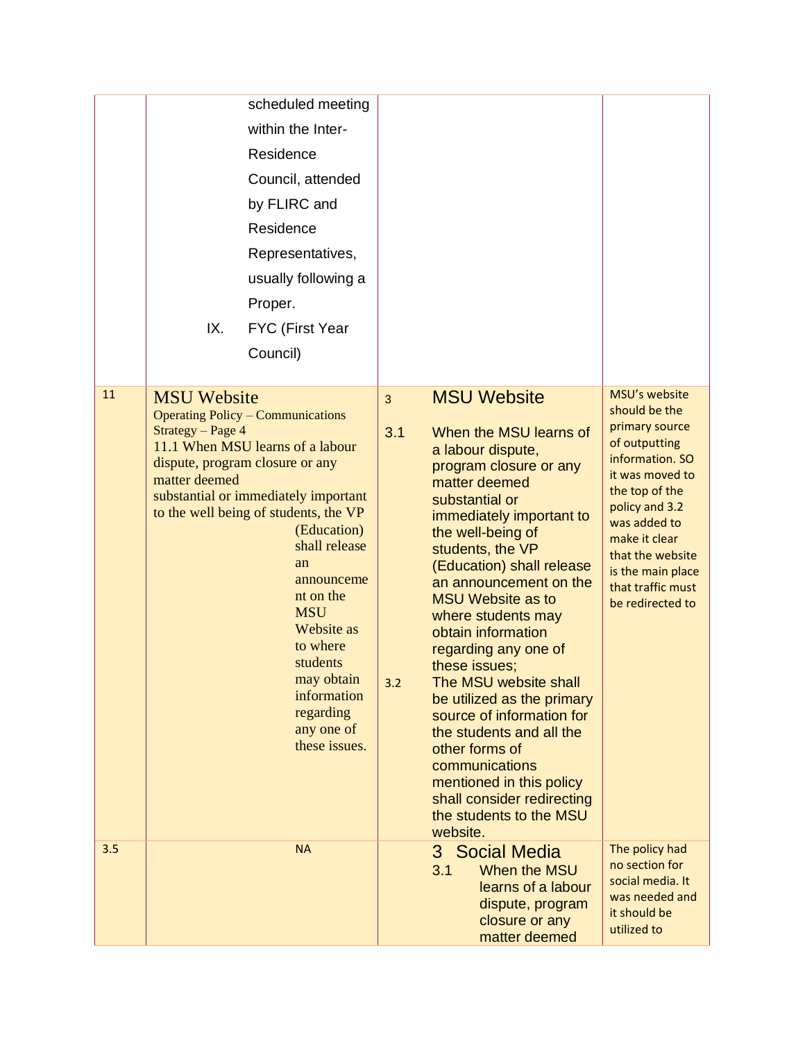| | | | |
|---|---|---|---|
| | scheduled meeting within the Inter-Residence Council, attended by FLIRC and Residence Representatives, usually following a Proper.<br>IX. FYC (First Year Council) | | |
| 11 | MSU Website<br>Operating Policy – Communications Strategy – Page 4<br>11.1 When MSU learns of a labour dispute, program closure or any matter deemed substantial or immediately important to the well being of students, the VP (Education) shall release an announcement on the MSU Website as to where students may obtain information regarding any one of these issues. | 3 MSU Website<br>3.1 When the MSU learns of a labour dispute, program closure or any matter deemed substantial or immediately important to the well-being of students, the VP (Education) shall release an announcement on the MSU Website as to where students may obtain information regarding any one of these issues;<br>3.2 The MSU website shall be utilized as the primary source of information for the students and all the other forms of communications mentioned in this policy shall consider redirecting the students to the MSU website. | MSU's website should be the primary source of outputting information. SO it was moved to the top of the policy and 3.2 was added to make it clear that the website is the main place that traffic must be redirected to |
| 3.5 | NA | 3 Social Media<br>3.1 When the MSU learns of a labour dispute, program closure or any matter deemed | The policy had no section for social media. It was needed and it should be utilized to |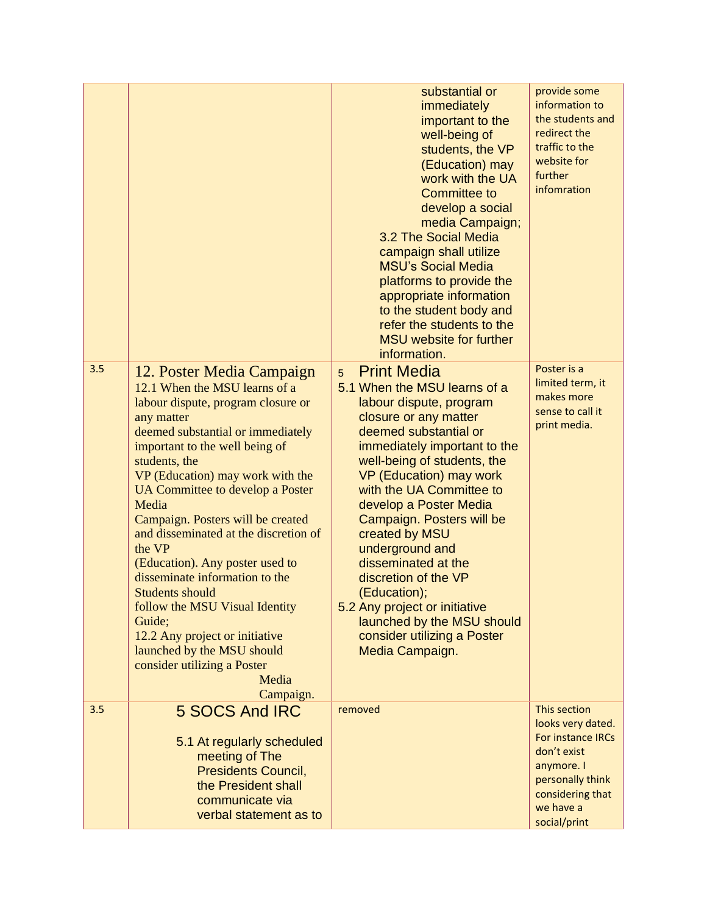| | | | |
|---|---|---|---|
| | | substantial or immediately important to the well-being of students, the VP (Education) may work with the UA Committee to develop a social media Campaign;<br>3.2 The Social Media campaign shall utilize MSU's Social Media platforms to provide the appropriate information to the student body and refer the students to the MSU website for further information. | provide some information to the students and redirect the traffic to the website for further infomration |
| 3.5 | **12. Poster Media Campaign**<br>12.1 When the MSU learns of a labour dispute, program closure or any matter deemed substantial or immediately important to the well being of students, the VP (Education) may work with the UA Committee to develop a Poster Media Campaign. Posters will be created and disseminated at the discretion of the VP (Education). Any poster used to disseminate information to the Students should follow the MSU Visual Identity Guide;<br>12.2 Any project or initiative launched by the MSU should consider utilizing a Poster Media Campaign. | **5 Print Media**<br>5.1 When the MSU learns of a labour dispute, program closure or any matter deemed substantial or immediately important to the well-being of students, the VP (Education) may work with the UA Committee to develop a Poster Media Campaign. Posters will be created by MSU underground and disseminated at the discretion of the VP (Education);<br>5.2 Any project or initiative launched by the MSU should consider utilizing a Poster Media Campaign. | Poster is a limited term, it makes more sense to call it print media. |
| 3.5 | **5 SOCS And IRC**<br>5.1 At regularly scheduled meeting of The Presidents Council, the President shall communicate via verbal statement as to | removed | This section looks very dated. For instance IRCs don't exist anymore. I personally think considering that we have a social/print |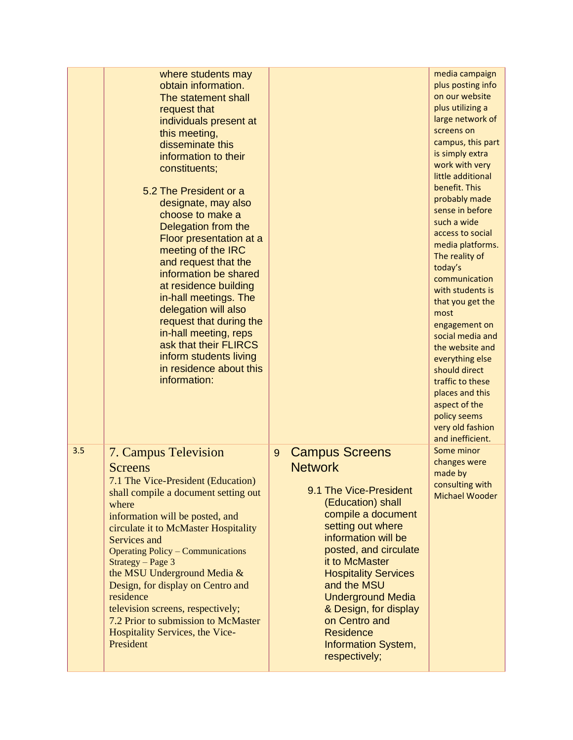| | | | |
|---|---|---|---|
| | where students may obtain information. The statement shall request that individuals present at this meeting, disseminate this information to their constituents;<br><br>5.2 The President or a designate, may also choose to make a Delegation from the Floor presentation at a meeting of the IRC and request that the information be shared at residence building in-hall meetings. The delegation will also request that during the in-hall meeting, reps ask that their FLIRCS inform students living in residence about this information: | | media campaign plus posting info on our website plus utilizing a large network of screens on campus, this part is simply extra work with very little additional benefit. This probably made sense in before such a wide access to social media platforms. The reality of today's communication with students is that you get the most engagement on social media and the website and everything else should direct traffic to these places and this aspect of the policy seems very old fashion and inefficient. |
| 3.5 | **7. Campus Television Screens**<br>7.1 The Vice-President (Education) shall compile a document setting out where information will be posted, and circulate it to McMaster Hospitality Services and<br>Operating Policy – Communications Strategy – Page 3<br>the MSU Underground Media & Design, for display on Centro and residence television screens, respectively;<br>7.2 Prior to submission to McMaster Hospitality Services, the Vice-President | **9 Campus Screens Network**<br><br>9.1 The Vice-President (Education) shall compile a document setting out where information will be posted, and circulate it to McMaster Hospitality Services and the MSU Underground Media & Design, for display on Centro and Residence Information System, respectively; | Some minor changes were made by consulting with Michael Wooder |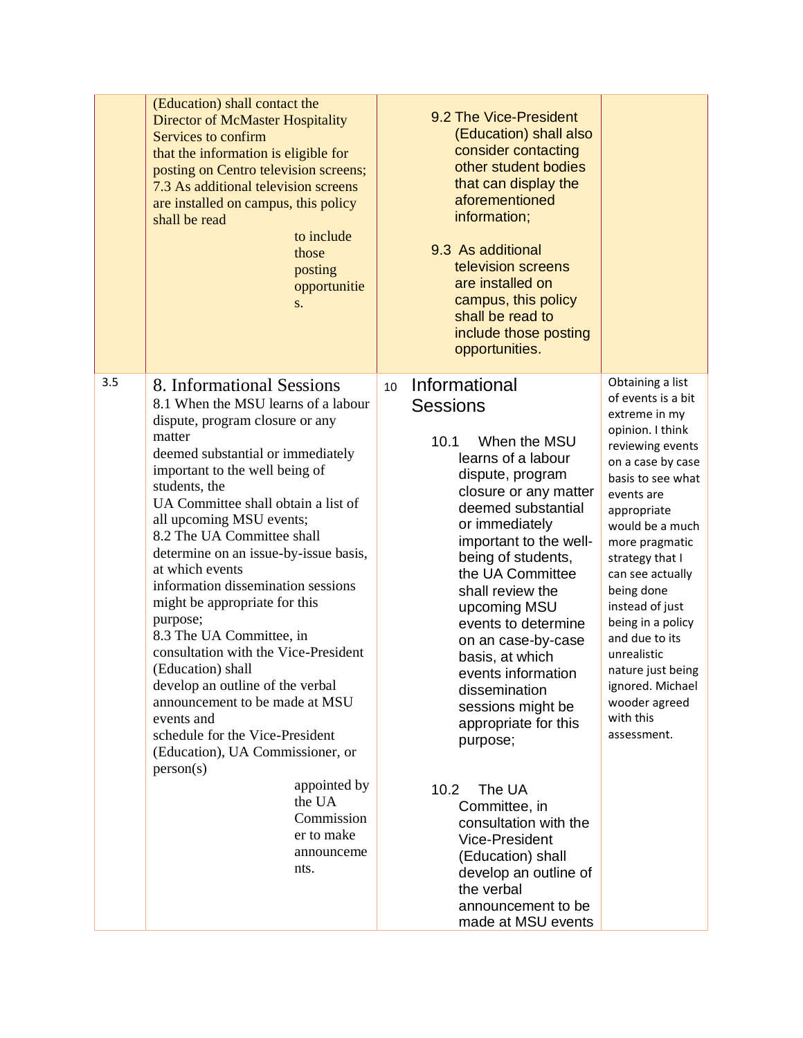| | | | |
|---|---|---|---|
| | (Education) shall contact the Director of McMaster Hospitality Services to confirm that the information is eligible for posting on Centro television screens;<br>7.3 As additional television screens are installed on campus, this policy shall be read to include those posting opportunities. | 9.2 The Vice-President (Education) shall also consider contacting other student bodies that can display the aforementioned information;<br><br>9.3 As additional television screens are installed on campus, this policy shall be read to include those posting opportunities. | |
| 3.5 | 8. Informational Sessions<br>8.1 When the MSU learns of a labour dispute, program closure or any matter deemed substantial or immediately important to the well being of students, the UA Committee shall obtain a list of all upcoming MSU events;<br>8.2 The UA Committee shall determine on an issue-by-issue basis, at which events information dissemination sessions might be appropriate for this purpose;<br>8.3 The UA Committee, in consultation with the Vice-President (Education) shall develop an outline of the verbal announcement to be made at MSU events and schedule for the Vice-President (Education), UA Commissioner, or person(s) appointed by the UA Commissioner to make announcements. | 10 Informational Sessions<br><br>10.1 When the MSU learns of a labour dispute, program closure or any matter deemed substantial or immediately important to the well-being of students, the UA Committee shall review the upcoming MSU events to determine on an case-by-case basis, at which events information dissemination sessions might be appropriate for this purpose;<br><br>10.2 The UA Committee, in consultation with the Vice-President (Education) shall develop an outline of the verbal announcement to be made at MSU events | Obtaining a list of events is a bit extreme in my opinion. I think reviewing events on a case by case basis to see what events are appropriate would be a much more pragmatic strategy that I can see actually being done instead of just being in a policy and due to its unrealistic nature just being ignored. Michael wooder agreed with this assessment. |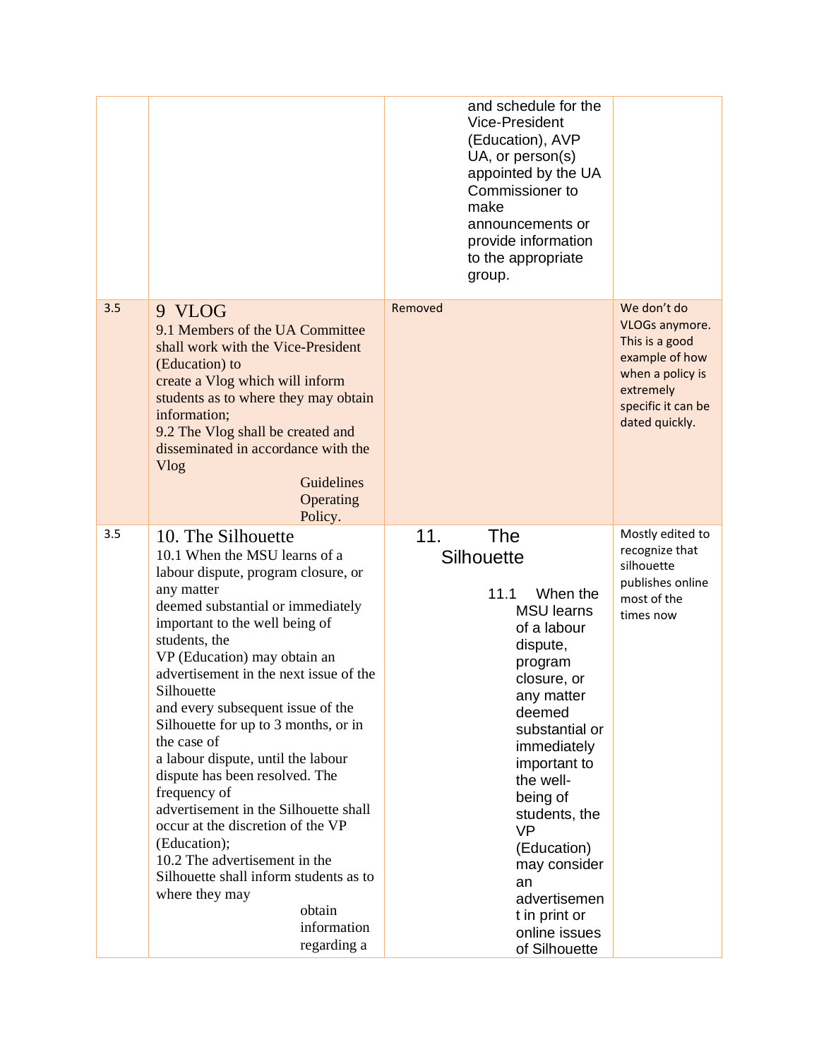| | | | |
|---|---|---|---|
| | | and schedule for the Vice-President (Education), AVP UA, or person(s) appointed by the UA Commissioner to make announcements or provide information to the appropriate group. | |
| 3.5 | 9 VLOG<br>9.1 Members of the UA Committee shall work with the Vice-President (Education) to create a Vlog which will inform students as to where they may obtain information;<br>9.2 The Vlog shall be created and disseminated in accordance with the Vlog Guidelines Operating Policy. | Removed | We don't do VLOGs anymore. This is a good example of how when a policy is extremely specific it can be dated quickly. |
| 3.5 | 10. The Silhouette<br>10.1 When the MSU learns of a labour dispute, program closure, or any matter deemed substantial or immediately important to the well being of students, the VP (Education) may obtain an advertisement in the next issue of the Silhouette and every subsequent issue of the Silhouette for up to 3 months, or in the case of a labour dispute, until the labour dispute has been resolved. The frequency of advertisement in the Silhouette shall occur at the discretion of the VP (Education);<br>10.2 The advertisement in the Silhouette shall inform students as to where they may obtain information regarding a | 11. The Silhouette<br>11.1 When the MSU learns of a labour dispute, program closure, or any matter deemed substantial or immediately important to the well-being of students, the VP (Education) may consider an advertisement in print or online issues of Silhouette | Mostly edited to recognize that silhouette publishes online most of the times now |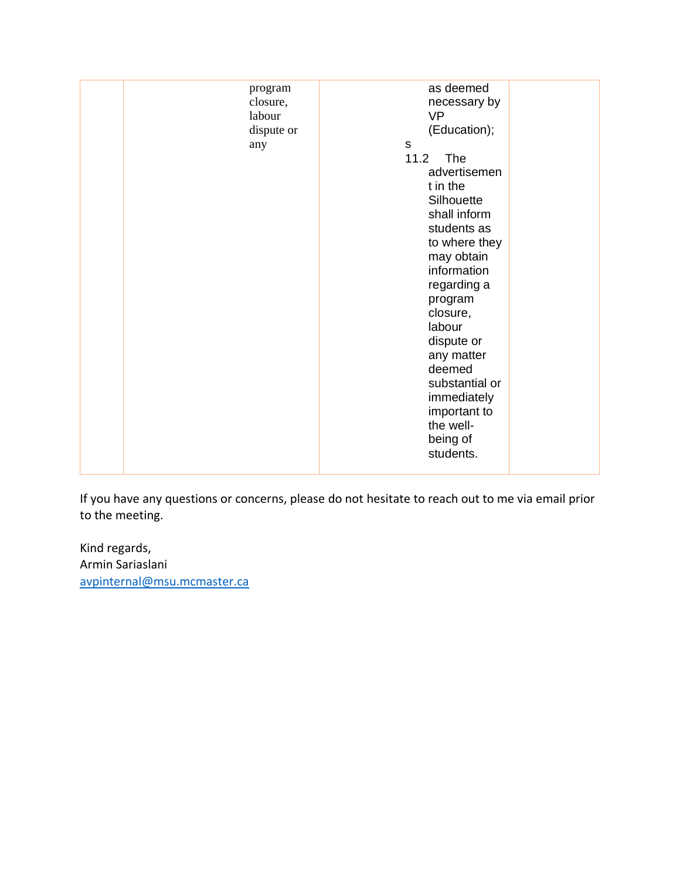| | | | | |
|---|---|---|---|---|
| | | program closure, labour dispute or any | as deemed necessary by VP (Education); s<br>11.2 The advertisement in the Silhouette shall inform students as to where they may obtain information regarding a program closure, labour dispute or any matter deemed substantial or immediately important to the well-being of students. | |

If you have any questions or concerns, please do not hesitate to reach out to me via email prior to the meeting.

Kind regards,
Armin Sariaslani
avpinternal@msu.mcmaster.ca